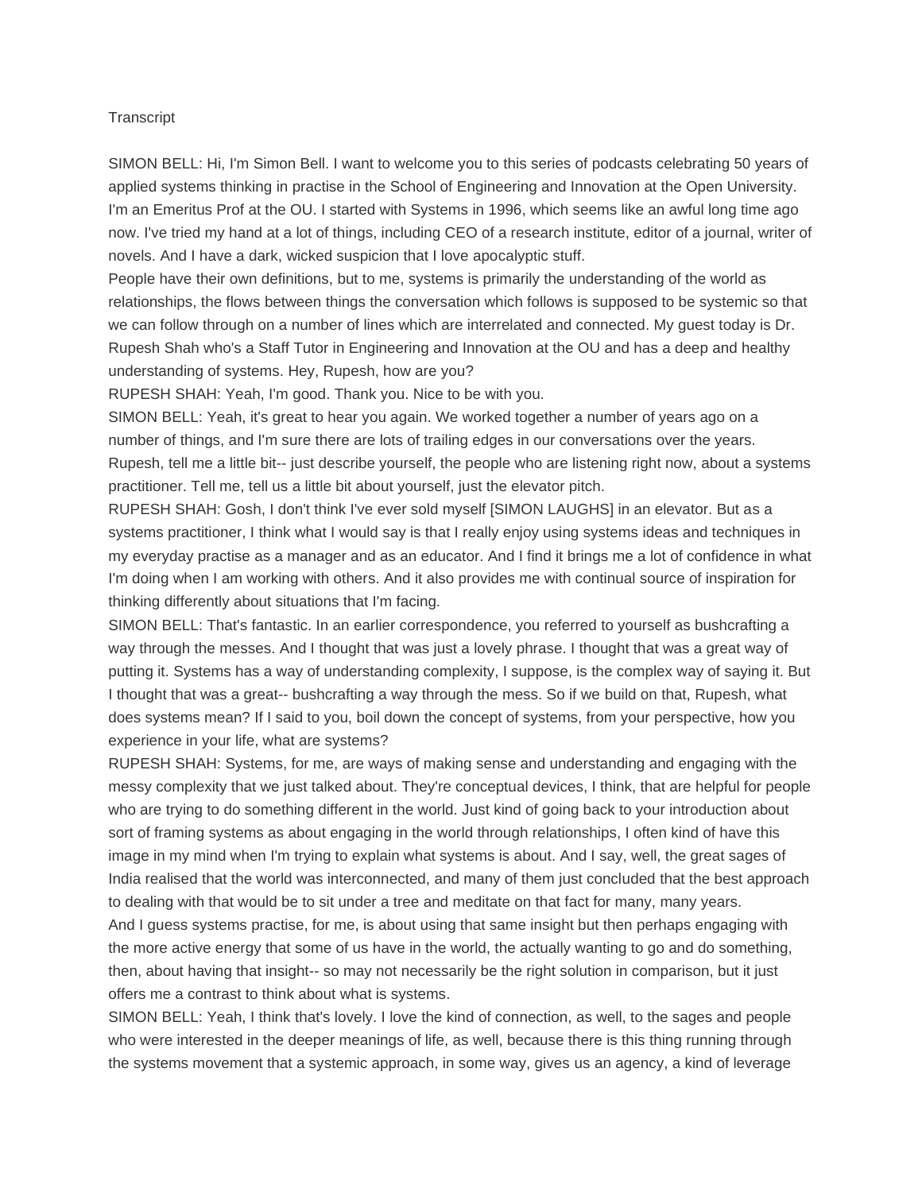Transcript

SIMON BELL: Hi, I'm Simon Bell. I want to welcome you to this series of podcasts celebrating 50 years of applied systems thinking in practise in the School of Engineering and Innovation at the Open University. I'm an Emeritus Prof at the OU. I started with Systems in 1996, which seems like an awful long time ago now. I've tried my hand at a lot of things, including CEO of a research institute, editor of a journal, writer of novels. And I have a dark, wicked suspicion that I love apocalyptic stuff.

People have their own definitions, but to me, systems is primarily the understanding of the world as relationships, the flows between things the conversation which follows is supposed to be systemic so that we can follow through on a number of lines which are interrelated and connected. My guest today is Dr. Rupesh Shah who's a Staff Tutor in Engineering and Innovation at the OU and has a deep and healthy understanding of systems. Hey, Rupesh, how are you?

RUPESH SHAH: Yeah, I'm good. Thank you. Nice to be with you.

SIMON BELL: Yeah, it's great to hear you again. We worked together a number of years ago on a number of things, and I'm sure there are lots of trailing edges in our conversations over the years. Rupesh, tell me a little bit-- just describe yourself, the people who are listening right now, about a systems practitioner. Tell me, tell us a little bit about yourself, just the elevator pitch.

RUPESH SHAH: Gosh, I don't think I've ever sold myself [SIMON LAUGHS] in an elevator. But as a systems practitioner, I think what I would say is that I really enjoy using systems ideas and techniques in my everyday practise as a manager and as an educator. And I find it brings me a lot of confidence in what I'm doing when I am working with others. And it also provides me with continual source of inspiration for thinking differently about situations that I'm facing.

SIMON BELL: That's fantastic. In an earlier correspondence, you referred to yourself as bushcrafting a way through the messes. And I thought that was just a lovely phrase. I thought that was a great way of putting it. Systems has a way of understanding complexity, I suppose, is the complex way of saying it. But I thought that was a great-- bushcrafting a way through the mess. So if we build on that, Rupesh, what does systems mean? If I said to you, boil down the concept of systems, from your perspective, how you experience in your life, what are systems?

RUPESH SHAH: Systems, for me, are ways of making sense and understanding and engaging with the messy complexity that we just talked about. They're conceptual devices, I think, that are helpful for people who are trying to do something different in the world. Just kind of going back to your introduction about sort of framing systems as about engaging in the world through relationships, I often kind of have this image in my mind when I'm trying to explain what systems is about. And I say, well, the great sages of India realised that the world was interconnected, and many of them just concluded that the best approach to dealing with that would be to sit under a tree and meditate on that fact for many, many years.

And I guess systems practise, for me, is about using that same insight but then perhaps engaging with the more active energy that some of us have in the world, the actually wanting to go and do something, then, about having that insight-- so may not necessarily be the right solution in comparison, but it just offers me a contrast to think about what is systems.

SIMON BELL: Yeah, I think that's lovely. I love the kind of connection, as well, to the sages and people who were interested in the deeper meanings of life, as well, because there is this thing running through the systems movement that a systemic approach, in some way, gives us an agency, a kind of leverage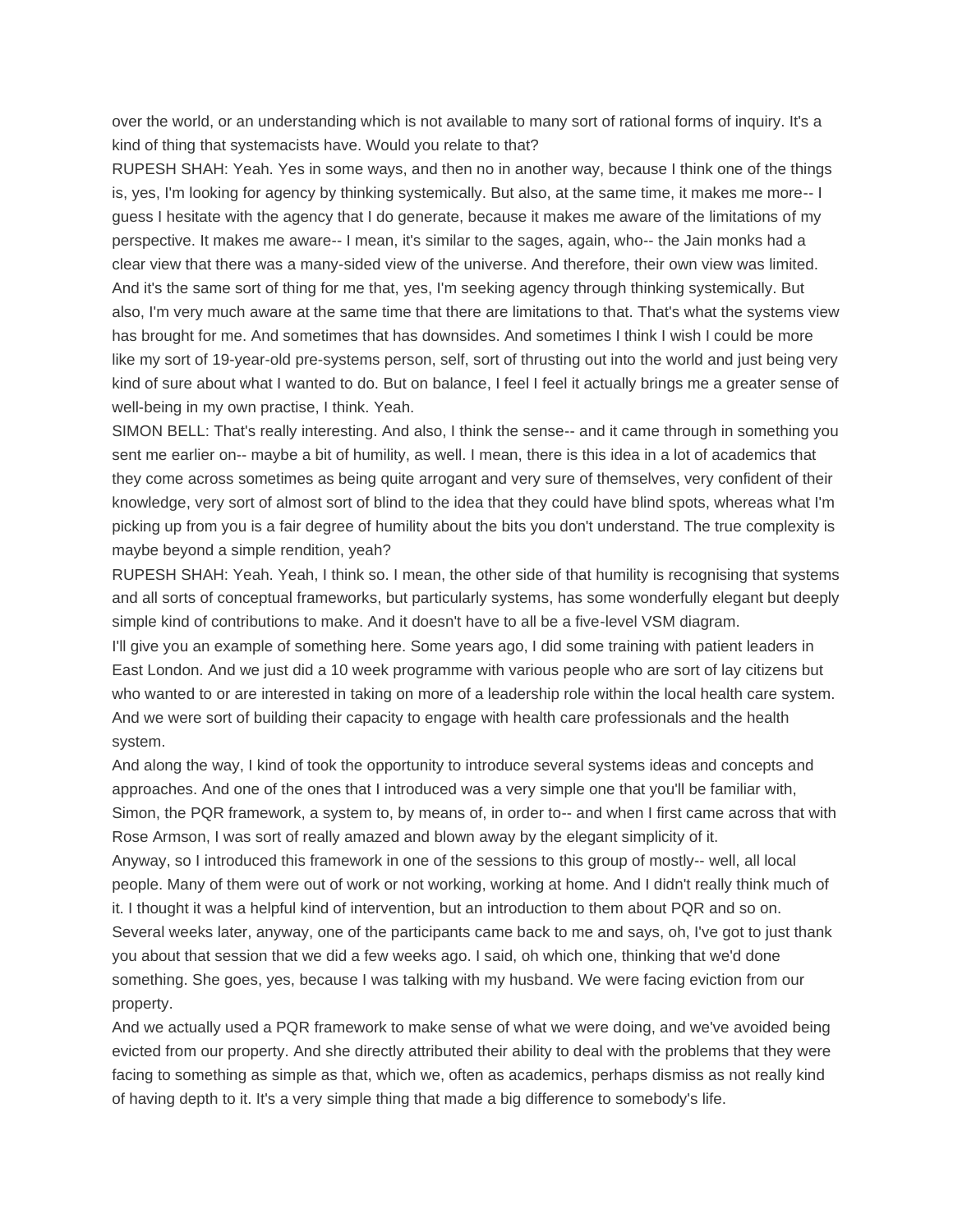over the world, or an understanding which is not available to many sort of rational forms of inquiry. It's a kind of thing that systemacists have. Would you relate to that?

RUPESH SHAH: Yeah. Yes in some ways, and then no in another way, because I think one of the things is, yes, I'm looking for agency by thinking systemically. But also, at the same time, it makes me more-- I guess I hesitate with the agency that I do generate, because it makes me aware of the limitations of my perspective. It makes me aware-- I mean, it's similar to the sages, again, who-- the Jain monks had a clear view that there was a many-sided view of the universe. And therefore, their own view was limited. And it's the same sort of thing for me that, yes, I'm seeking agency through thinking systemically. But also, I'm very much aware at the same time that there are limitations to that. That's what the systems view has brought for me. And sometimes that has downsides. And sometimes I think I wish I could be more like my sort of 19-year-old pre-systems person, self, sort of thrusting out into the world and just being very kind of sure about what I wanted to do. But on balance, I feel I feel it actually brings me a greater sense of well-being in my own practise, I think. Yeah.

SIMON BELL: That's really interesting. And also, I think the sense-- and it came through in something you sent me earlier on-- maybe a bit of humility, as well. I mean, there is this idea in a lot of academics that they come across sometimes as being quite arrogant and very sure of themselves, very confident of their knowledge, very sort of almost sort of blind to the idea that they could have blind spots, whereas what I'm picking up from you is a fair degree of humility about the bits you don't understand. The true complexity is maybe beyond a simple rendition, yeah?

RUPESH SHAH: Yeah. Yeah, I think so. I mean, the other side of that humility is recognising that systems and all sorts of conceptual frameworks, but particularly systems, has some wonderfully elegant but deeply simple kind of contributions to make. And it doesn't have to all be a five-level VSM diagram.

I'll give you an example of something here. Some years ago, I did some training with patient leaders in East London. And we just did a 10 week programme with various people who are sort of lay citizens but who wanted to or are interested in taking on more of a leadership role within the local health care system. And we were sort of building their capacity to engage with health care professionals and the health system.

And along the way, I kind of took the opportunity to introduce several systems ideas and concepts and approaches. And one of the ones that I introduced was a very simple one that you'll be familiar with, Simon, the PQR framework, a system to, by means of, in order to-- and when I first came across that with Rose Armson, I was sort of really amazed and blown away by the elegant simplicity of it.

Anyway, so I introduced this framework in one of the sessions to this group of mostly-- well, all local people. Many of them were out of work or not working, working at home. And I didn't really think much of it. I thought it was a helpful kind of intervention, but an introduction to them about PQR and so on. Several weeks later, anyway, one of the participants came back to me and says, oh, I've got to just thank you about that session that we did a few weeks ago. I said, oh which one, thinking that we'd done something. She goes, yes, because I was talking with my husband. We were facing eviction from our property.

And we actually used a PQR framework to make sense of what we were doing, and we've avoided being evicted from our property. And she directly attributed their ability to deal with the problems that they were facing to something as simple as that, which we, often as academics, perhaps dismiss as not really kind of having depth to it. It's a very simple thing that made a big difference to somebody's life.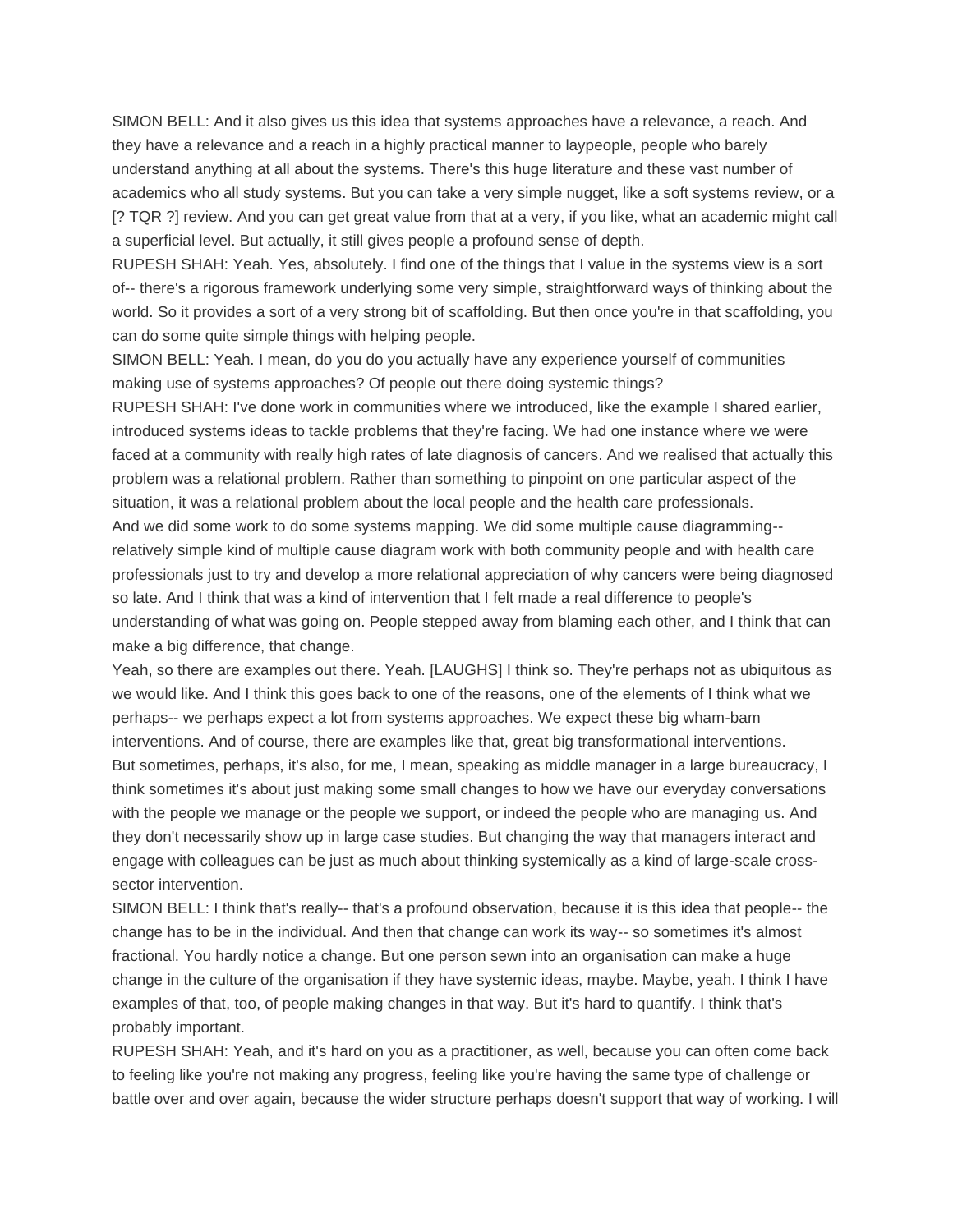SIMON BELL: And it also gives us this idea that systems approaches have a relevance, a reach. And they have a relevance and a reach in a highly practical manner to laypeople, people who barely understand anything at all about the systems. There's this huge literature and these vast number of academics who all study systems. But you can take a very simple nugget, like a soft systems review, or a [? TQR ?] review. And you can get great value from that at a very, if you like, what an academic might call a superficial level. But actually, it still gives people a profound sense of depth.

RUPESH SHAH: Yeah. Yes, absolutely. I find one of the things that I value in the systems view is a sort of-- there's a rigorous framework underlying some very simple, straightforward ways of thinking about the world. So it provides a sort of a very strong bit of scaffolding. But then once you're in that scaffolding, you can do some quite simple things with helping people.

SIMON BELL: Yeah. I mean, do you do you actually have any experience yourself of communities making use of systems approaches? Of people out there doing systemic things?

RUPESH SHAH: I've done work in communities where we introduced, like the example I shared earlier, introduced systems ideas to tackle problems that they're facing. We had one instance where we were faced at a community with really high rates of late diagnosis of cancers. And we realised that actually this problem was a relational problem. Rather than something to pinpoint on one particular aspect of the situation, it was a relational problem about the local people and the health care professionals.

And we did some work to do some systems mapping. We did some multiple cause diagramming-- relatively simple kind of multiple cause diagram work with both community people and with health care professionals just to try and develop a more relational appreciation of why cancers were being diagnosed so late. And I think that was a kind of intervention that I felt made a real difference to people's understanding of what was going on. People stepped away from blaming each other, and I think that can make a big difference, that change.

Yeah, so there are examples out there. Yeah. [LAUGHS] I think so. They're perhaps not as ubiquitous as we would like. And I think this goes back to one of the reasons, one of the elements of I think what we perhaps-- we perhaps expect a lot from systems approaches. We expect these big wham-bam interventions. And of course, there are examples like that, great big transformational interventions.

But sometimes, perhaps, it's also, for me, I mean, speaking as middle manager in a large bureaucracy, I think sometimes it's about just making some small changes to how we have our everyday conversations with the people we manage or the people we support, or indeed the people who are managing us. And they don't necessarily show up in large case studies. But changing the way that managers interact and engage with colleagues can be just as much about thinking systemically as a kind of large-scale cross-sector intervention.

SIMON BELL: I think that's really-- that's a profound observation, because it is this idea that people-- the change has to be in the individual. And then that change can work its way-- so sometimes it's almost fractional. You hardly notice a change. But one person sewn into an organisation can make a huge change in the culture of the organisation if they have systemic ideas, maybe. Maybe, yeah. I think I have examples of that, too, of people making changes in that way. But it's hard to quantify. I think that's probably important.

RUPESH SHAH: Yeah, and it's hard on you as a practitioner, as well, because you can often come back to feeling like you're not making any progress, feeling like you're having the same type of challenge or battle over and over again, because the wider structure perhaps doesn't support that way of working. I will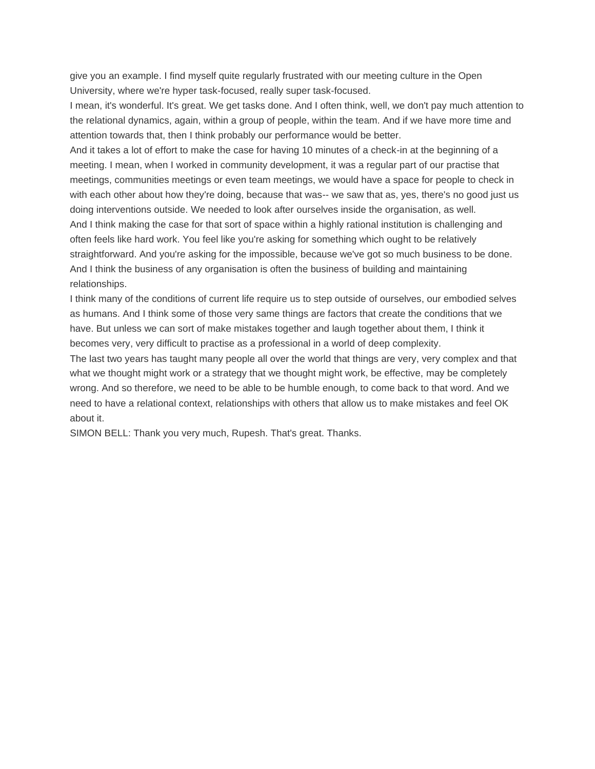give you an example. I find myself quite regularly frustrated with our meeting culture in the Open University, where we're hyper task-focused, really super task-focused.

I mean, it's wonderful. It's great. We get tasks done. And I often think, well, we don't pay much attention to the relational dynamics, again, within a group of people, within the team. And if we have more time and attention towards that, then I think probably our performance would be better.

And it takes a lot of effort to make the case for having 10 minutes of a check-in at the beginning of a meeting. I mean, when I worked in community development, it was a regular part of our practise that meetings, communities meetings or even team meetings, we would have a space for people to check in with each other about how they're doing, because that was-- we saw that as, yes, there's no good just us doing interventions outside. We needed to look after ourselves inside the organisation, as well.

And I think making the case for that sort of space within a highly rational institution is challenging and often feels like hard work. You feel like you're asking for something which ought to be relatively straightforward. And you're asking for the impossible, because we've got so much business to be done. And I think the business of any organisation is often the business of building and maintaining relationships.

I think many of the conditions of current life require us to step outside of ourselves, our embodied selves as humans. And I think some of those very same things are factors that create the conditions that we have. But unless we can sort of make mistakes together and laugh together about them, I think it becomes very, very difficult to practise as a professional in a world of deep complexity.

The last two years has taught many people all over the world that things are very, very complex and that what we thought might work or a strategy that we thought might work, be effective, may be completely wrong. And so therefore, we need to be able to be humble enough, to come back to that word. And we need to have a relational context, relationships with others that allow us to make mistakes and feel OK about it.

SIMON BELL: Thank you very much, Rupesh. That's great. Thanks.